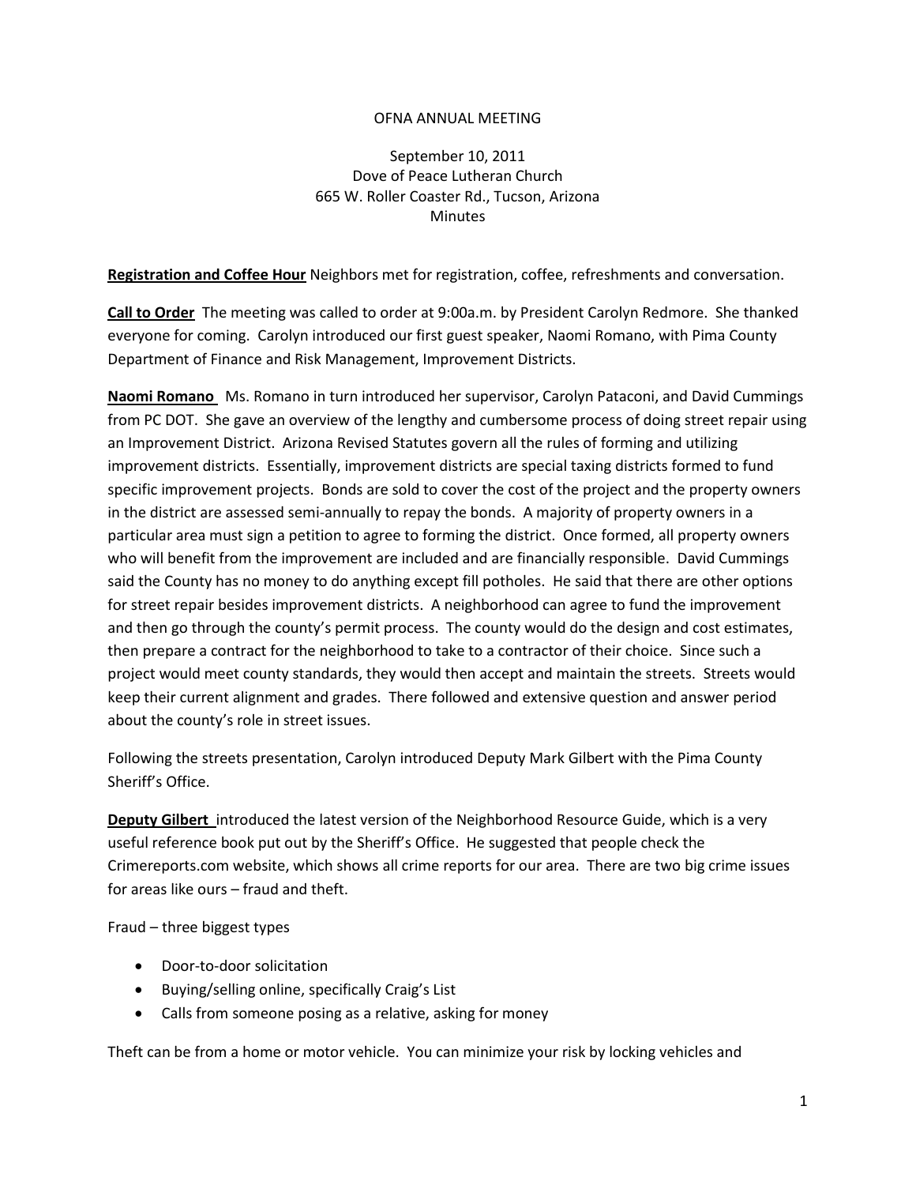# OFNA ANNUAL MEETING

September 10, 2011
Dove of Peace Lutheran Church
665 W. Roller Coaster Rd., Tucson, Arizona
Minutes

**Registration and Coffee Hour** Neighbors met for registration, coffee, refreshments and conversation.

**Call to Order** The meeting was called to order at 9:00a.m. by President Carolyn Redmore. She thanked everyone for coming. Carolyn introduced our first guest speaker, Naomi Romano, with Pima County Department of Finance and Risk Management, Improvement Districts.

**Naomi Romano** Ms. Romano in turn introduced her supervisor, Carolyn Pataconi, and David Cummings from PC DOT. She gave an overview of the lengthy and cumbersome process of doing street repair using an Improvement District. Arizona Revised Statutes govern all the rules of forming and utilizing improvement districts. Essentially, improvement districts are special taxing districts formed to fund specific improvement projects. Bonds are sold to cover the cost of the project and the property owners in the district are assessed semi-annually to repay the bonds. A majority of property owners in a particular area must sign a petition to agree to forming the district. Once formed, all property owners who will benefit from the improvement are included and are financially responsible. David Cummings said the County has no money to do anything except fill potholes. He said that there are other options for street repair besides improvement districts. A neighborhood can agree to fund the improvement and then go through the county's permit process. The county would do the design and cost estimates, then prepare a contract for the neighborhood to take to a contractor of their choice. Since such a project would meet county standards, they would then accept and maintain the streets. Streets would keep their current alignment and grades. There followed and extensive question and answer period about the county's role in street issues.

Following the streets presentation, Carolyn introduced Deputy Mark Gilbert with the Pima County Sheriff's Office.

**Deputy Gilbert** introduced the latest version of the Neighborhood Resource Guide, which is a very useful reference book put out by the Sheriff's Office. He suggested that people check the Crimereports.com website, which shows all crime reports for our area. There are two big crime issues for areas like ours – fraud and theft.

Fraud – three biggest types

- Door-to-door solicitation
- Buying/selling online, specifically Craig's List
- Calls from someone posing as a relative, asking for money

Theft can be from a home or motor vehicle. You can minimize your risk by locking vehicles and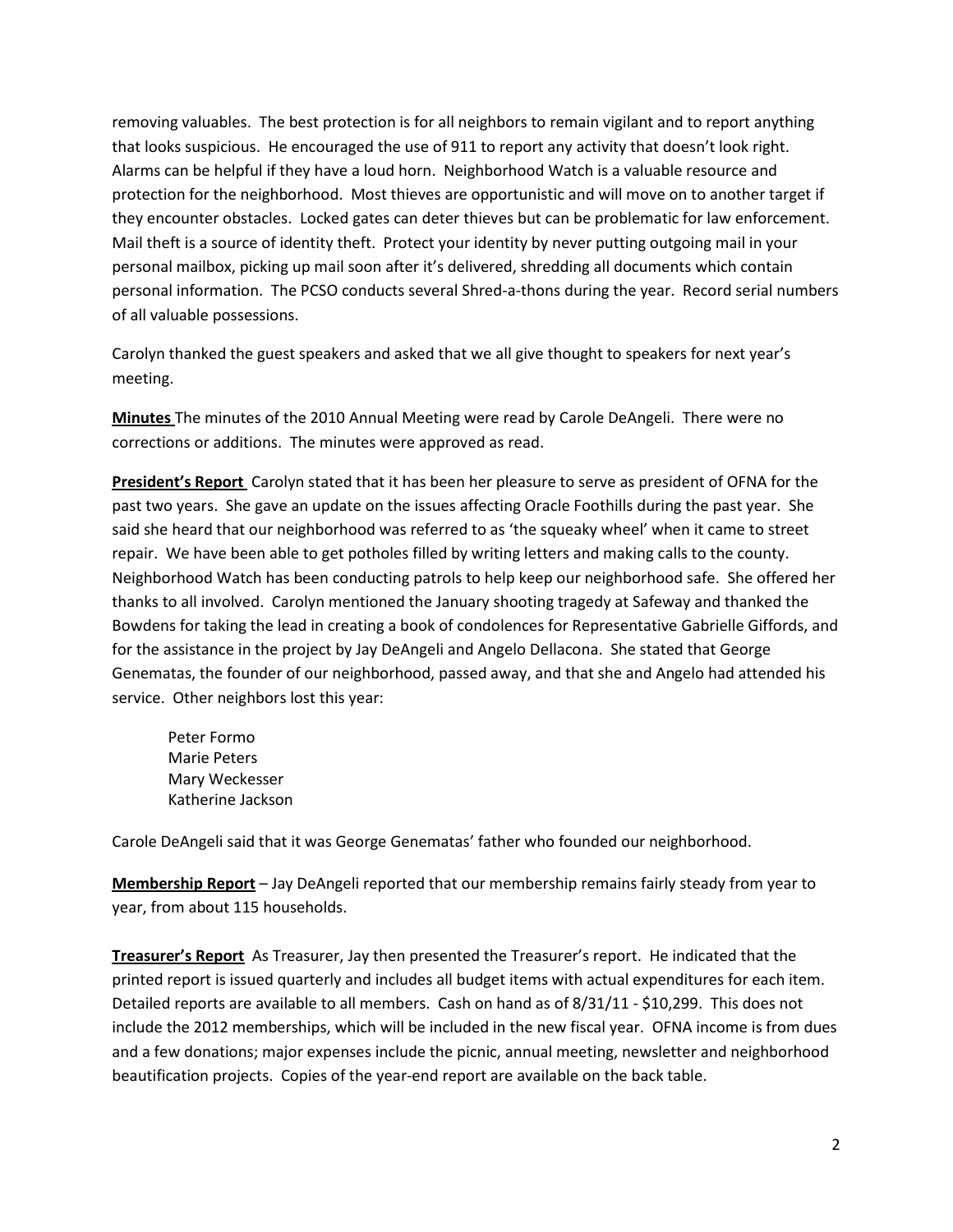removing valuables. The best protection is for all neighbors to remain vigilant and to report anything that looks suspicious. He encouraged the use of 911 to report any activity that doesn't look right. Alarms can be helpful if they have a loud horn. Neighborhood Watch is a valuable resource and protection for the neighborhood. Most thieves are opportunistic and will move on to another target if they encounter obstacles. Locked gates can deter thieves but can be problematic for law enforcement. Mail theft is a source of identity theft. Protect your identity by never putting outgoing mail in your personal mailbox, picking up mail soon after it's delivered, shredding all documents which contain personal information. The PCSO conducts several Shred-a-thons during the year. Record serial numbers of all valuable possessions.

Carolyn thanked the guest speakers and asked that we all give thought to speakers for next year's meeting.

**Minutes** The minutes of the 2010 Annual Meeting were read by Carole DeAngeli. There were no corrections or additions. The minutes were approved as read.

**President's Report** Carolyn stated that it has been her pleasure to serve as president of OFNA for the past two years. She gave an update on the issues affecting Oracle Foothills during the past year. She said she heard that our neighborhood was referred to as 'the squeaky wheel' when it came to street repair. We have been able to get potholes filled by writing letters and making calls to the county. Neighborhood Watch has been conducting patrols to help keep our neighborhood safe. She offered her thanks to all involved. Carolyn mentioned the January shooting tragedy at Safeway and thanked the Bowdens for taking the lead in creating a book of condolences for Representative Gabrielle Giffords, and for the assistance in the project by Jay DeAngeli and Angelo Dellacona. She stated that George Genematas, the founder of our neighborhood, passed away, and that she and Angelo had attended his service. Other neighbors lost this year:

Peter Formo
Marie Peters
Mary Weckesser
Katherine Jackson

Carole DeAngeli said that it was George Genematas' father who founded our neighborhood.

**Membership Report** – Jay DeAngeli reported that our membership remains fairly steady from year to year, from about 115 households.

**Treasurer's Report** As Treasurer, Jay then presented the Treasurer's report. He indicated that the printed report is issued quarterly and includes all budget items with actual expenditures for each item. Detailed reports are available to all members. Cash on hand as of 8/31/11 - $10,299. This does not include the 2012 memberships, which will be included in the new fiscal year. OFNA income is from dues and a few donations; major expenses include the picnic, annual meeting, newsletter and neighborhood beautification projects. Copies of the year-end report are available on the back table.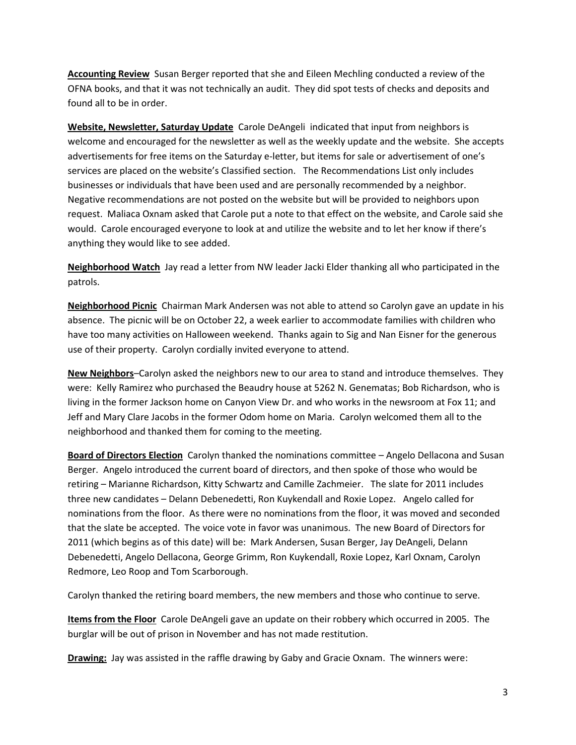**Accounting Review** Susan Berger reported that she and Eileen Mechling conducted a review of the OFNA books, and that it was not technically an audit. They did spot tests of checks and deposits and found all to be in order.

**Website, Newsletter, Saturday Update** Carole DeAngeli indicated that input from neighbors is welcome and encouraged for the newsletter as well as the weekly update and the website. She accepts advertisements for free items on the Saturday e-letter, but items for sale or advertisement of one's services are placed on the website's Classified section. The Recommendations List only includes businesses or individuals that have been used and are personally recommended by a neighbor. Negative recommendations are not posted on the website but will be provided to neighbors upon request. Maliaca Oxnam asked that Carole put a note to that effect on the website, and Carole said she would. Carole encouraged everyone to look at and utilize the website and to let her know if there's anything they would like to see added.

**Neighborhood Watch** Jay read a letter from NW leader Jacki Elder thanking all who participated in the patrols.

**Neighborhood Picnic** Chairman Mark Andersen was not able to attend so Carolyn gave an update in his absence. The picnic will be on October 22, a week earlier to accommodate families with children who have too many activities on Halloween weekend. Thanks again to Sig and Nan Eisner for the generous use of their property. Carolyn cordially invited everyone to attend.

**New Neighbors**–Carolyn asked the neighbors new to our area to stand and introduce themselves. They were: Kelly Ramirez who purchased the Beaudry house at 5262 N. Genematas; Bob Richardson, who is living in the former Jackson home on Canyon View Dr. and who works in the newsroom at Fox 11; and Jeff and Mary Clare Jacobs in the former Odom home on Maria. Carolyn welcomed them all to the neighborhood and thanked them for coming to the meeting.

**Board of Directors Election** Carolyn thanked the nominations committee – Angelo Dellacona and Susan Berger. Angelo introduced the current board of directors, and then spoke of those who would be retiring – Marianne Richardson, Kitty Schwartz and Camille Zachmeier. The slate for 2011 includes three new candidates – Delann Debenedetti, Ron Kuykendall and Roxie Lopez. Angelo called for nominations from the floor. As there were no nominations from the floor, it was moved and seconded that the slate be accepted. The voice vote in favor was unanimous. The new Board of Directors for 2011 (which begins as of this date) will be: Mark Andersen, Susan Berger, Jay DeAngeli, Delann Debenedetti, Angelo Dellacona, George Grimm, Ron Kuykendall, Roxie Lopez, Karl Oxnam, Carolyn Redmore, Leo Roop and Tom Scarborough.

Carolyn thanked the retiring board members, the new members and those who continue to serve.

**Items from the Floor** Carole DeAngeli gave an update on their robbery which occurred in 2005. The burglar will be out of prison in November and has not made restitution.

**Drawing:** Jay was assisted in the raffle drawing by Gaby and Gracie Oxnam. The winners were: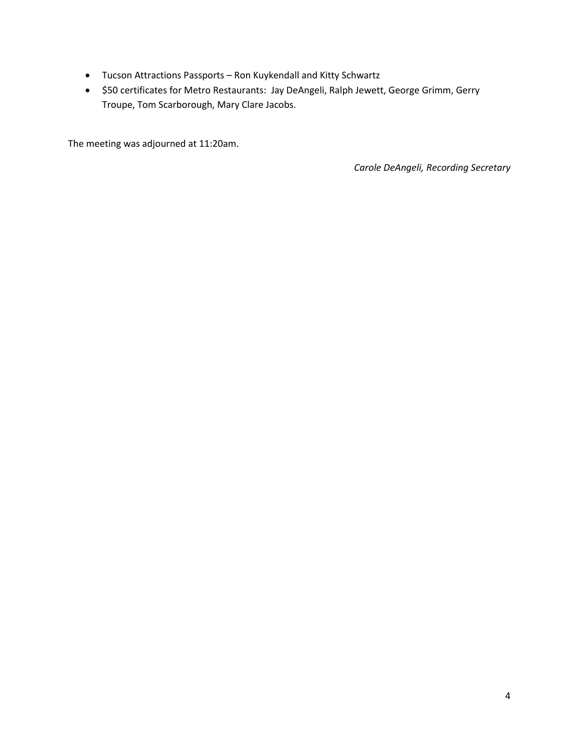- Tucson Attractions Passports – Ron Kuykendall and Kitty Schwartz
- $50 certificates for Metro Restaurants: Jay DeAngeli, Ralph Jewett, George Grimm, Gerry Troupe, Tom Scarborough, Mary Clare Jacobs.

The meeting was adjourned at 11:20am.

*Carole DeAngeli, Recording Secretary*